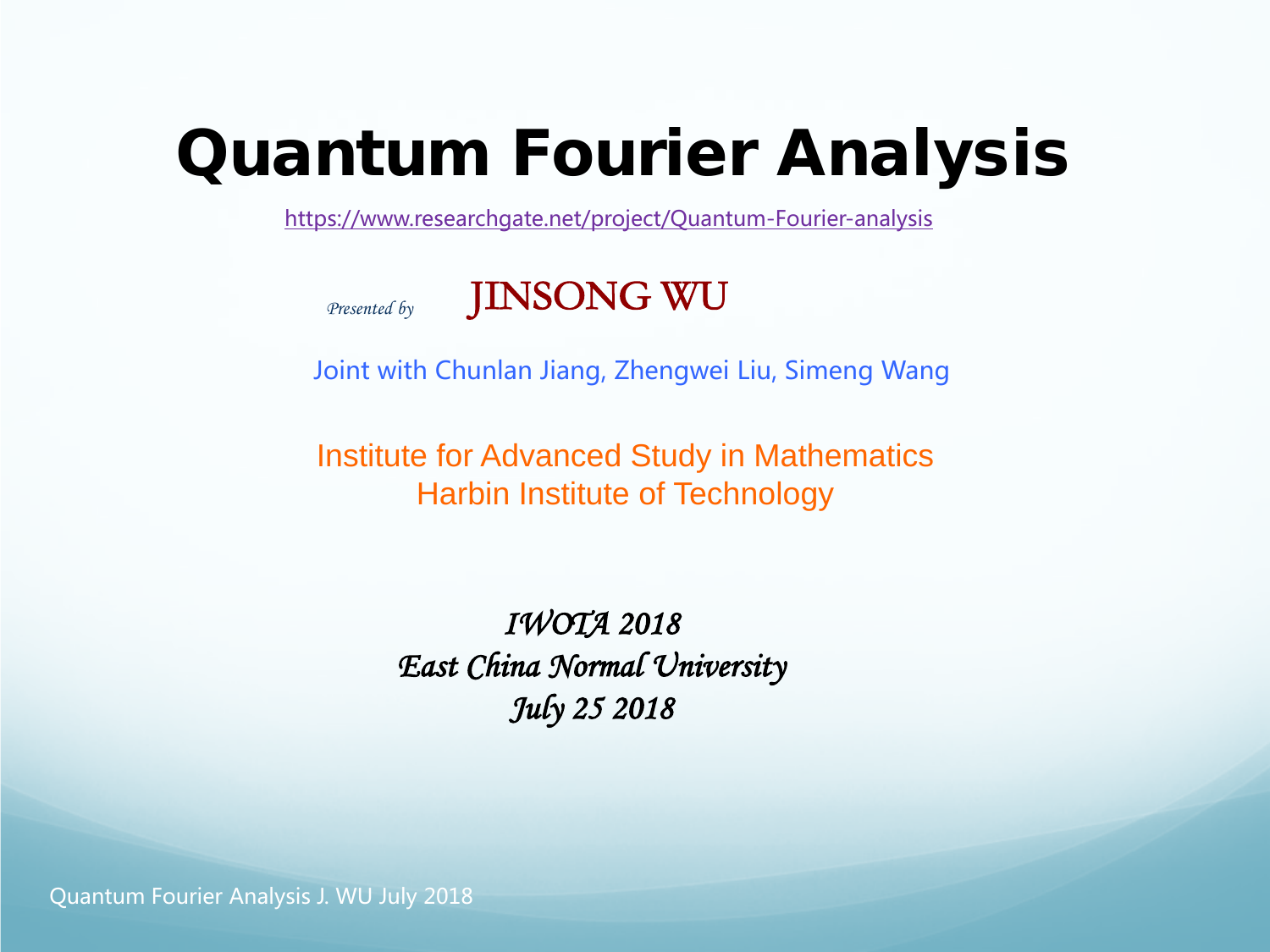# Quantum Fourier Analysis

https://www.researchgate.net/project/Quantum-Fourier-analysis

*Presented by* JINSONG WU

Joint with Chunlan Jiang, Zhengwei Liu, Simeng Wang

Institute for Advanced Study in Mathematics
Harbin Institute of Technology

*IWOTA 2018*
*East China Normal University*
*July 25 2018*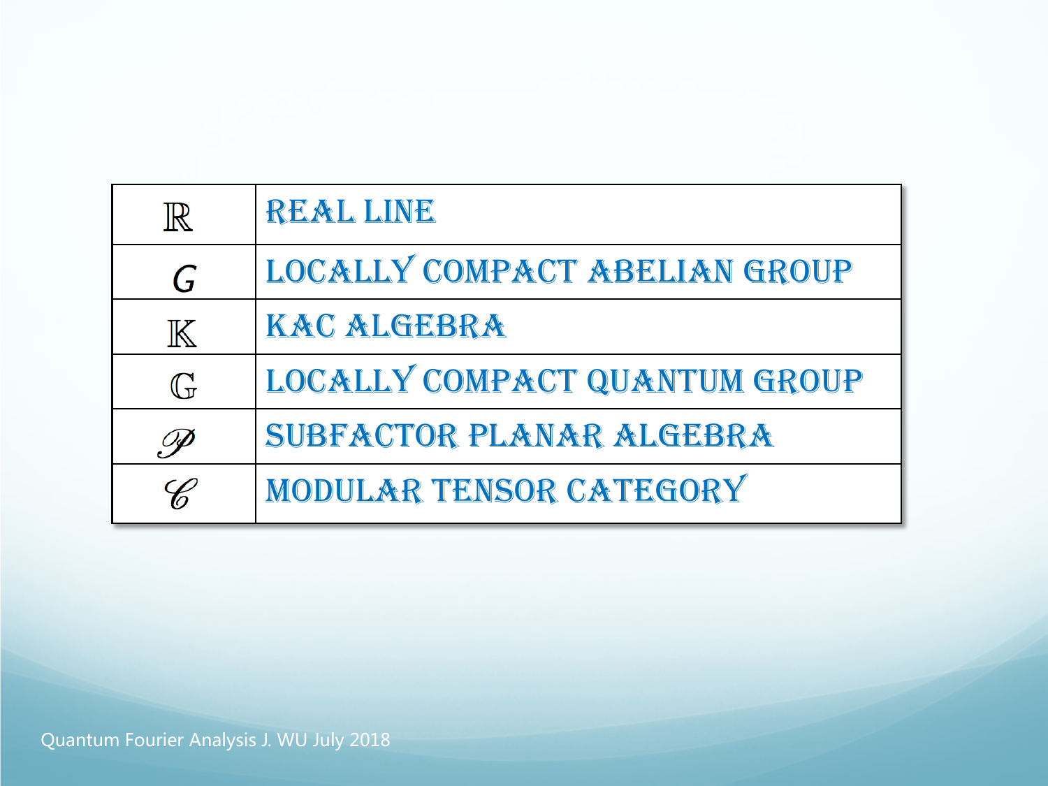| | |
|---|---|
| $\mathbb{R}$ | REAL LINE |
| $G$ | LOCALLY COMPACT ABELIAN GROUP |
| $\mathbb{K}$ | KAC ALGEBRA |
| $\mathbb{G}$ | LOCALLY COMPACT QUANTUM GROUP |
| $\mathscr{P}$ | SUBFACTOR PLANAR ALGEBRA |
| $\mathscr{C}$ | MODULAR TENSOR CATEGORY |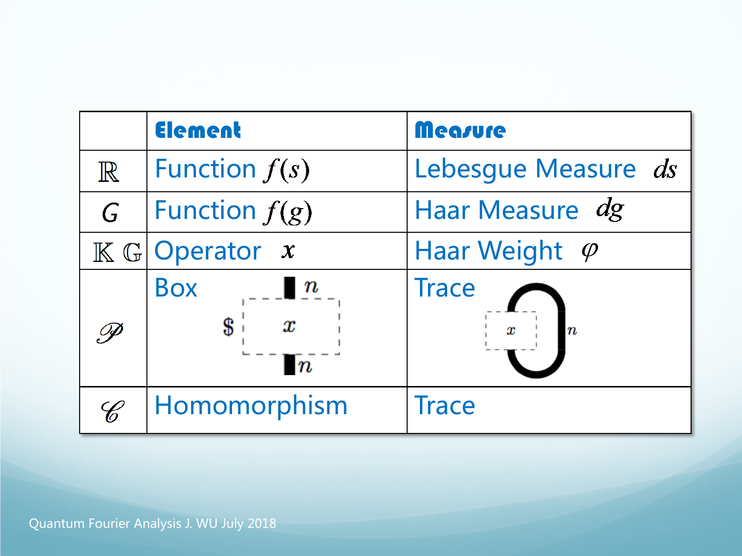| | Element | Measure |
|---|---|---|
| $\mathbb{R}$ | Function $f(s)$ | Lebesgue Measure $ds$ |
| $G$ | Function $f(g)$ | Haar Measure $dg$ |
| $\mathbb{K}$ $\mathbb{G}$ | Operator $x$ | Haar Weight $\varphi$ |
| $\mathscr{P}$ | Box (diagram: box $x$ with $n$ strings on top and bottom, marked $) | Trace (diagram: box $x$ with $n$ strings closed in a loop) |
| $\mathscr{C}$ | Homomorphism | Trace |

Quantum Fourier Analysis J. WU July 2018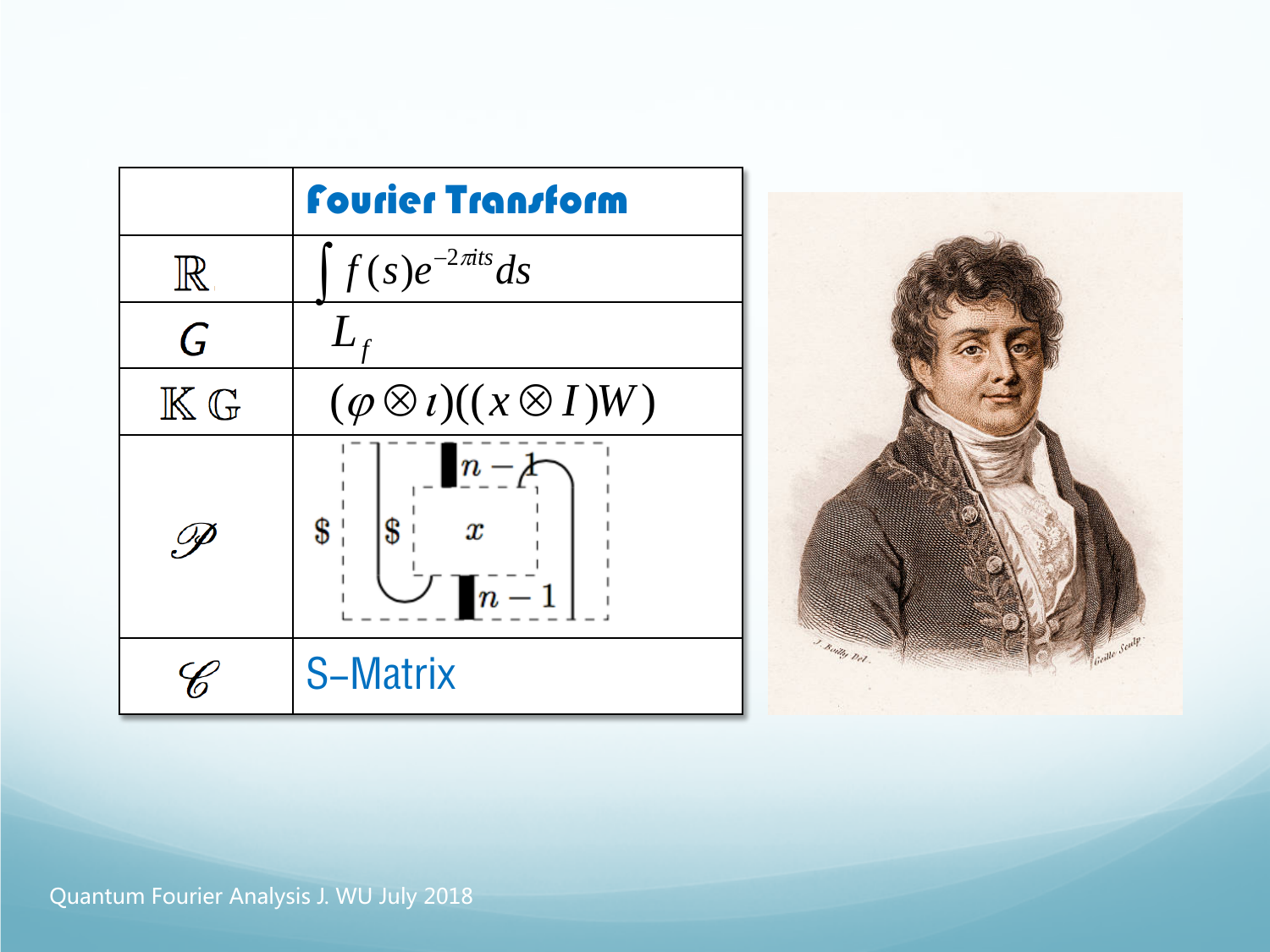| | **Fourier Transform** |
|---|---|
| $\mathbb{R}$ | $\int f(s)e^{-2\pi its}ds$ |
| $G$ | $L_f$ |
| $\mathbb{K}\ \mathbb{G}$ | $(\varphi \otimes \iota)((x \otimes I)W)$ |
| $\mathscr{P}$ | \$ \$ $n-1$ $x$ $n-1$ |
| $\mathscr{C}$ | S–Matrix |

Quantum Fourier Analysis J. WU July 2018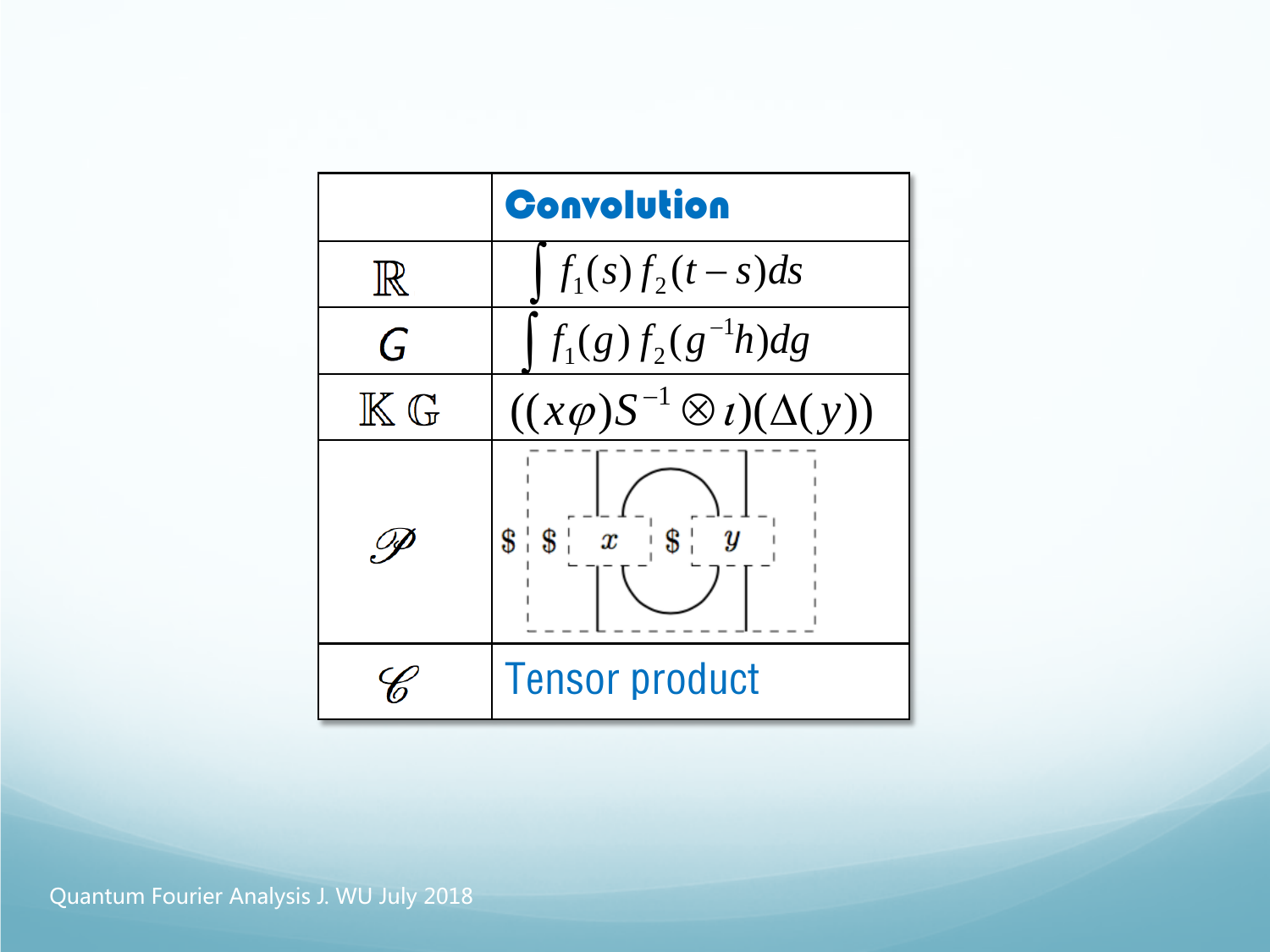|  | **Convolution** |
|---|---|
| $\mathbb{R}$ | $\int f_1(s) f_2(t-s) ds$ |
| $G$ | $\int f_1(g) f_2(g^{-1}h) dg$ |
| $\mathbb{K}\mathbb{G}$ | $((x\varphi)S^{-1} \otimes \iota)(\Delta(y))$ |
| $\mathscr{P}$ | (planar diagram: \$ \$ $x$ \$ $y$) |
| $\mathscr{C}$ | Tensor product |

Quantum Fourier Analysis J. WU July 2018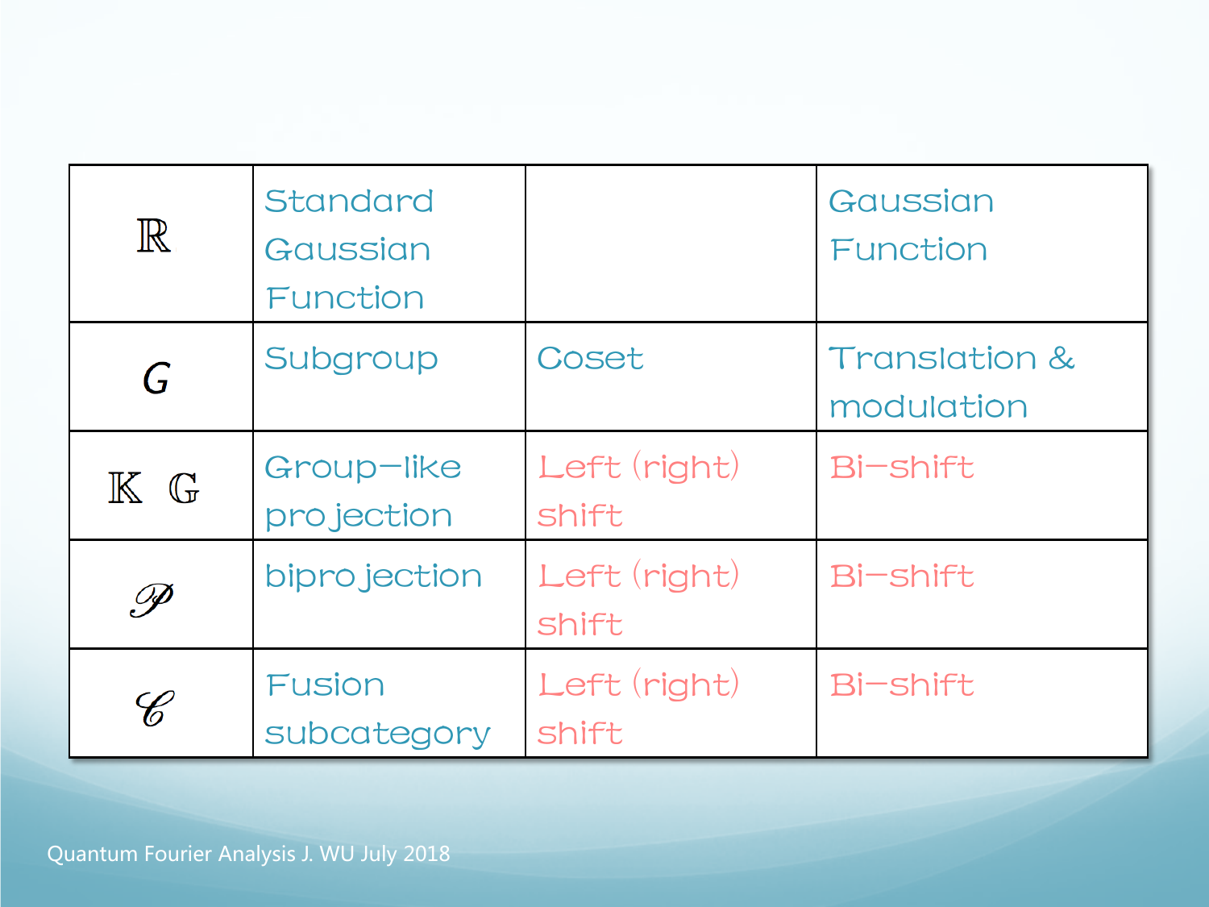| | | | |
|---|---|---|---|
| $\mathbb{R}$ | Standard Gaussian Function | | Gaussian Function |
| $G$ | Subgroup | Coset | Translation & modulation |
| $\mathbb{K}$ $\mathbb{G}$ | Group-like projection | Left (right) shift | Bi-shift |
| $\mathscr{P}$ | biprojection | Left (right) shift | Bi-shift |
| $\mathscr{C}$ | Fusion subcategory | Left (right) shift | Bi-shift |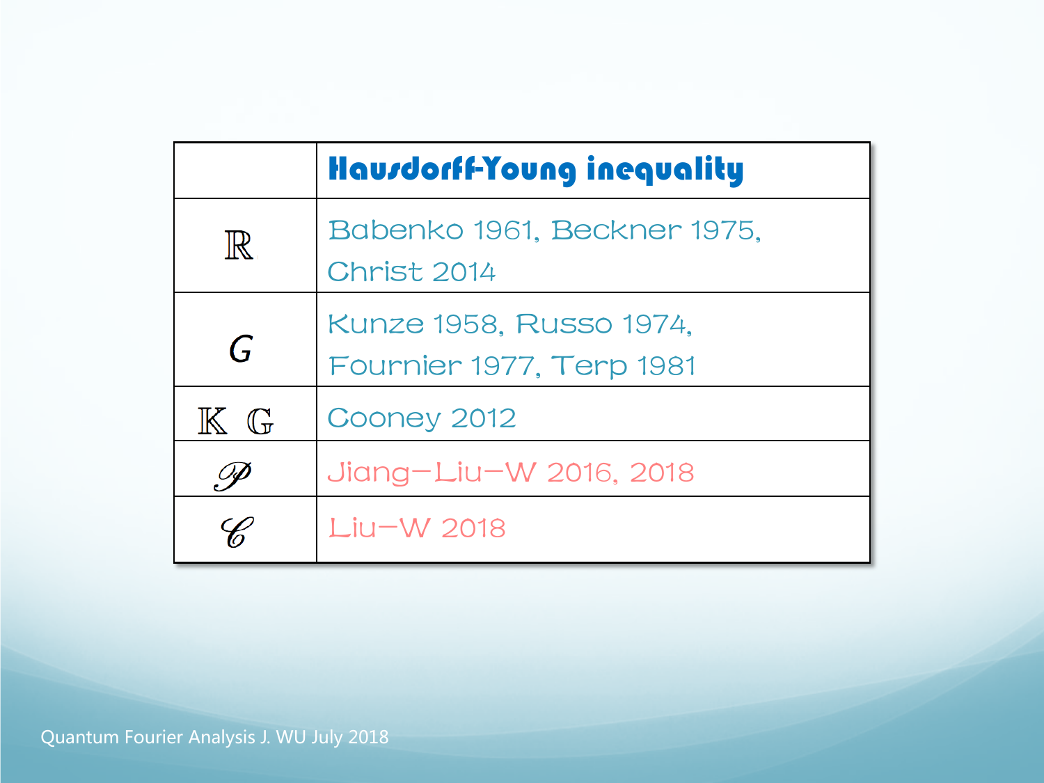|  | Hausdorff-Young inequality |
|---|---|
| $\mathbb{R}$ | Babenko 1961, Beckner 1975, Christ 2014 |
| $G$ | Kunze 1958, Russo 1974, Fournier 1977, Terp 1981 |
| $\mathbb{K}$ $\mathbb{G}$ | Cooney 2012 |
| $\mathscr{P}$ | Jiang–Liu–W 2016, 2018 |
| $\mathscr{C}$ | Liu–W 2018 |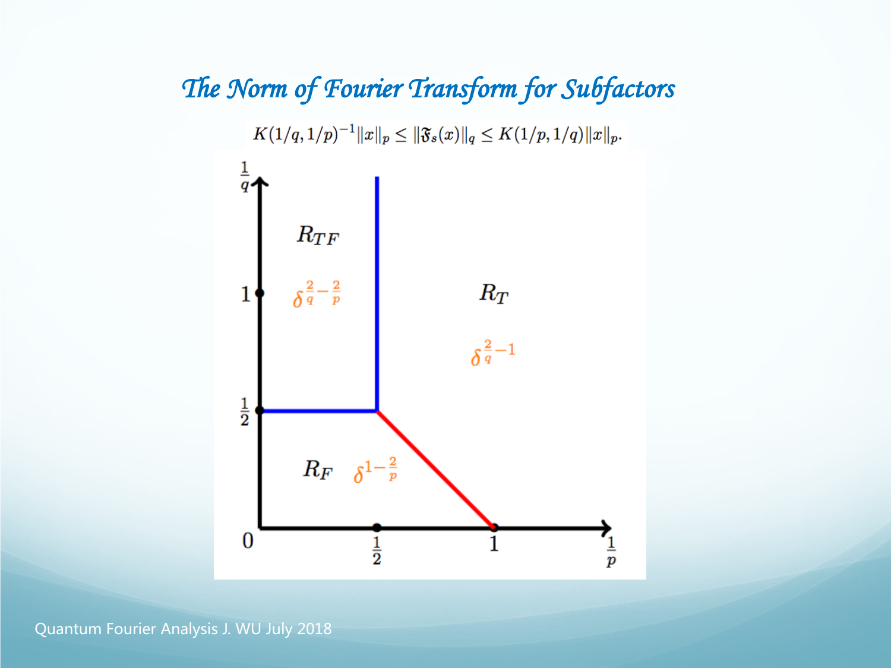# The Norm of Fourier Transform for Subfactors

$$K(1/q, 1/p)^{-1}\|x\|_p \leq \|\mathfrak{F}_s(x)\|_q \leq K(1/p, 1/q)\|x\|_p.$$

$\frac{1}{q}$

$R_{TF}$

$\delta^{\frac{2}{q}-\frac{2}{p}}$

$R_T$

$\delta^{\frac{2}{q}-1}$

$R_F$ $\delta^{1-\frac{2}{p}}$

$0$, $\frac{1}{2}$, $1$, $\frac{1}{p}$

$1$, $\frac{1}{2}$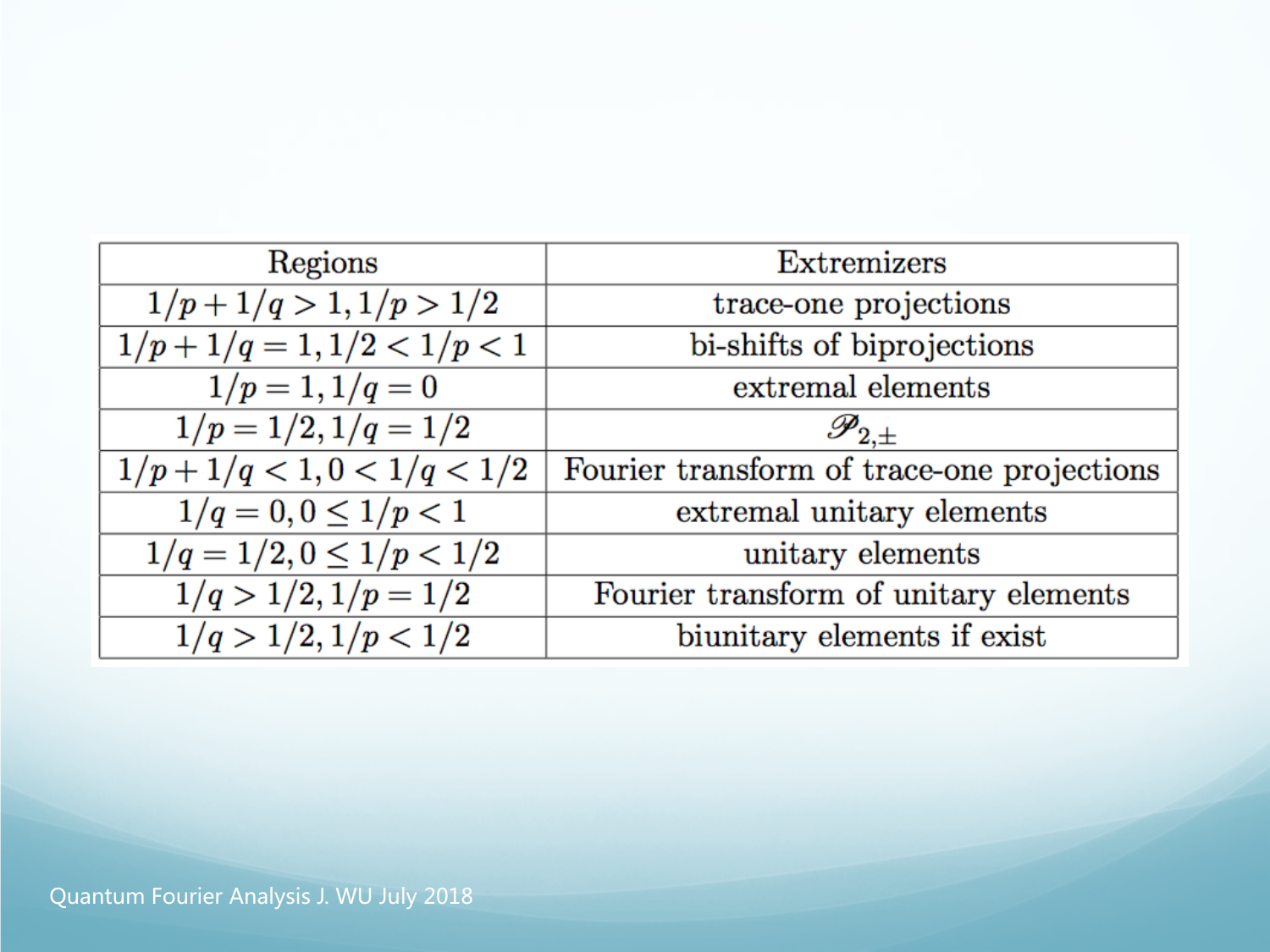| Regions | Extremizers |
|---|---|
| $1/p+1/q>1, 1/p>1/2$ | trace-one projections |
| $1/p+1/q=1, 1/2<1/p<1$ | bi-shifts of biprojections |
| $1/p=1, 1/q=0$ | extremal elements |
| $1/p=1/2, 1/q=1/2$ | $\mathscr{P}_{2,\pm}$ |
| $1/p+1/q<1, 0<1/q<1/2$ | Fourier transform of trace-one projections |
| $1/q=0, 0\leq 1/p<1$ | extremal unitary elements |
| $1/q=1/2, 0\leq 1/p<1/2$ | unitary elements |
| $1/q>1/2, 1/p=1/2$ | Fourier transform of unitary elements |
| $1/q>1/2, 1/p<1/2$ | biunitary elements if exist |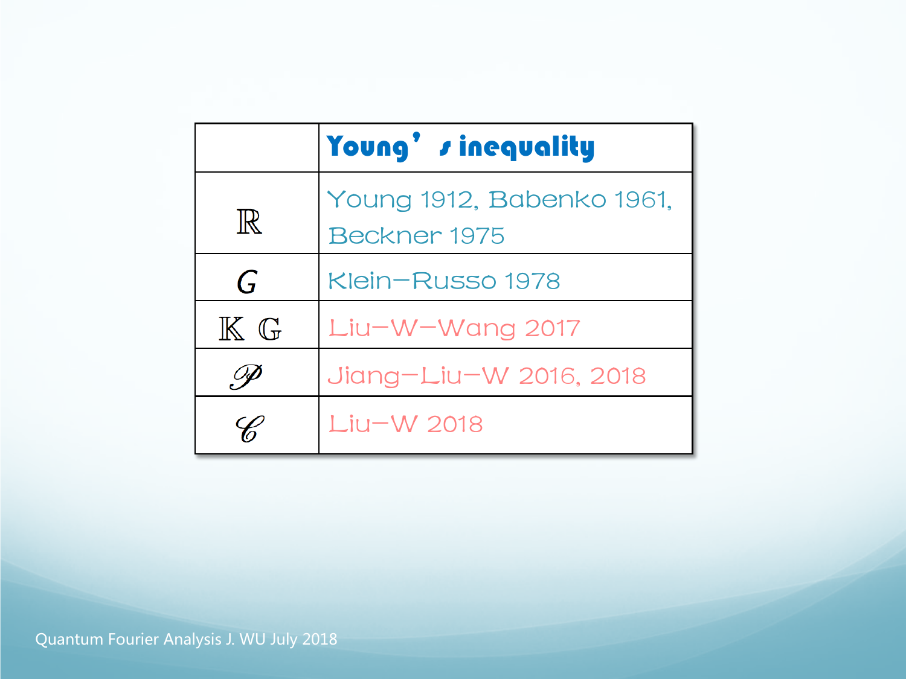|  | Young's inequality |
| --- | --- |
| $\mathbb{R}$ | Young 1912, Babenko 1961, Beckner 1975 |
| $G$ | Klein–Russo 1978 |
| $\mathbb{K}$ $\mathbb{G}$ | Liu–W–Wang 2017 |
| $\mathscr{P}$ | Jiang–Liu–W 2016, 2018 |
| $\mathscr{C}$ | Liu–W 2018 |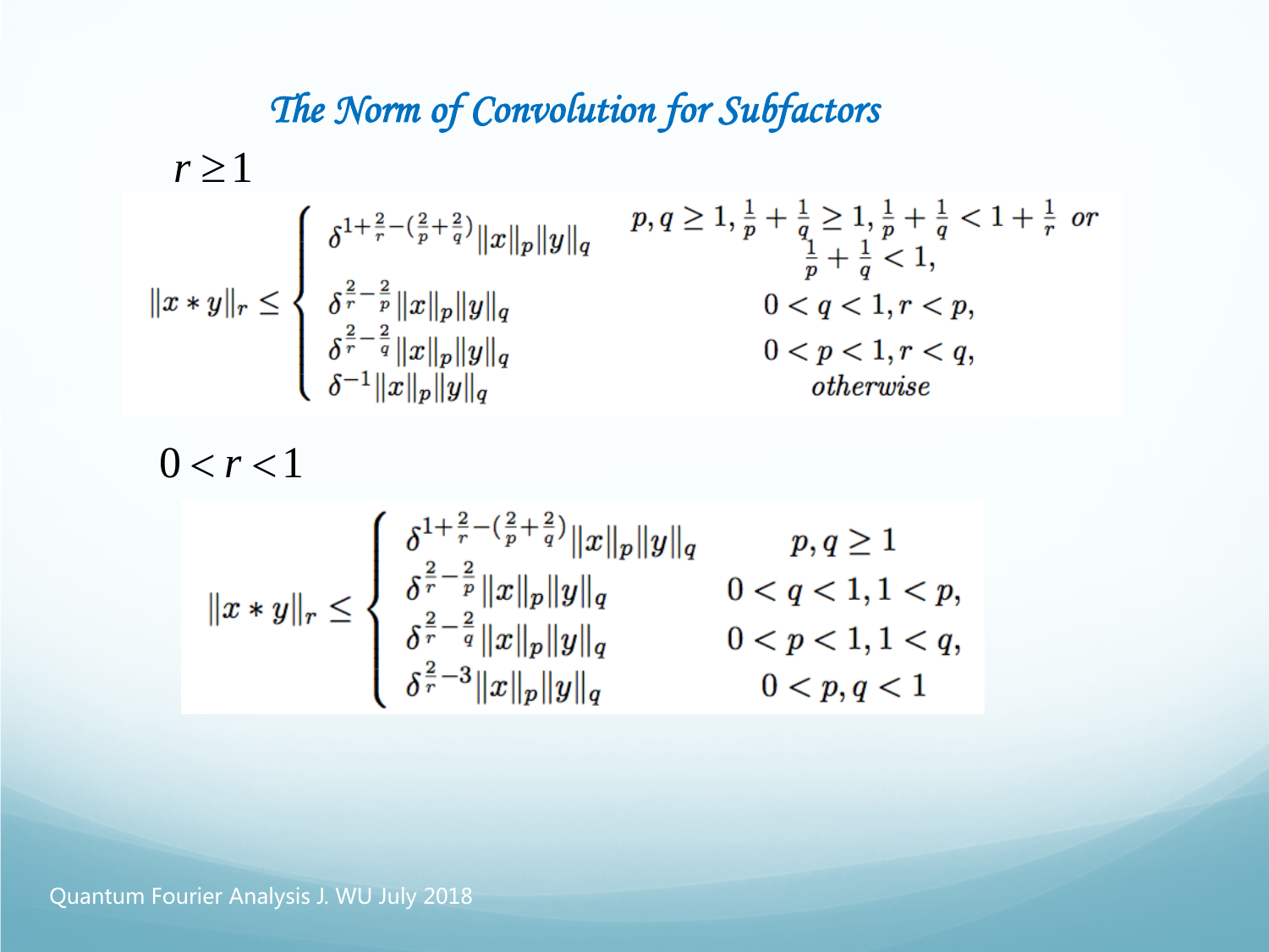# The Norm of Convolution for Subfactors

$r \geq 1$

$$\|x * y\|_r \leq \begin{cases} \delta^{1+\frac{2}{r}-(\frac{2}{p}+\frac{2}{q})}\|x\|_p\|y\|_q & p,q \geq 1, \frac{1}{p}+\frac{1}{q} \geq 1, \frac{1}{p}+\frac{1}{q} < 1+\frac{1}{r} \text{ or } \\ & \frac{1}{p}+\frac{1}{q} < 1, \\ \delta^{\frac{2}{r}-\frac{2}{p}}\|x\|_p\|y\|_q & 0 < q < 1, r < p, \\ \delta^{\frac{2}{r}-\frac{2}{q}}\|x\|_p\|y\|_q & 0 < p < 1, r < q, \\ \delta^{-1}\|x\|_p\|y\|_q & \text{otherwise} \end{cases}$$

$0 < r < 1$

$$\|x * y\|_r \leq \begin{cases} \delta^{1+\frac{2}{r}-(\frac{2}{p}+\frac{2}{q})}\|x\|_p\|y\|_q & p,q \geq 1 \\ \delta^{\frac{2}{r}-\frac{2}{p}}\|x\|_p\|y\|_q & 0 < q < 1, 1 < p, \\ \delta^{\frac{2}{r}-\frac{2}{q}}\|x\|_p\|y\|_q & 0 < p < 1, 1 < q, \\ \delta^{\frac{2}{r}-3}\|x\|_p\|y\|_q & 0 < p,q < 1 \end{cases}$$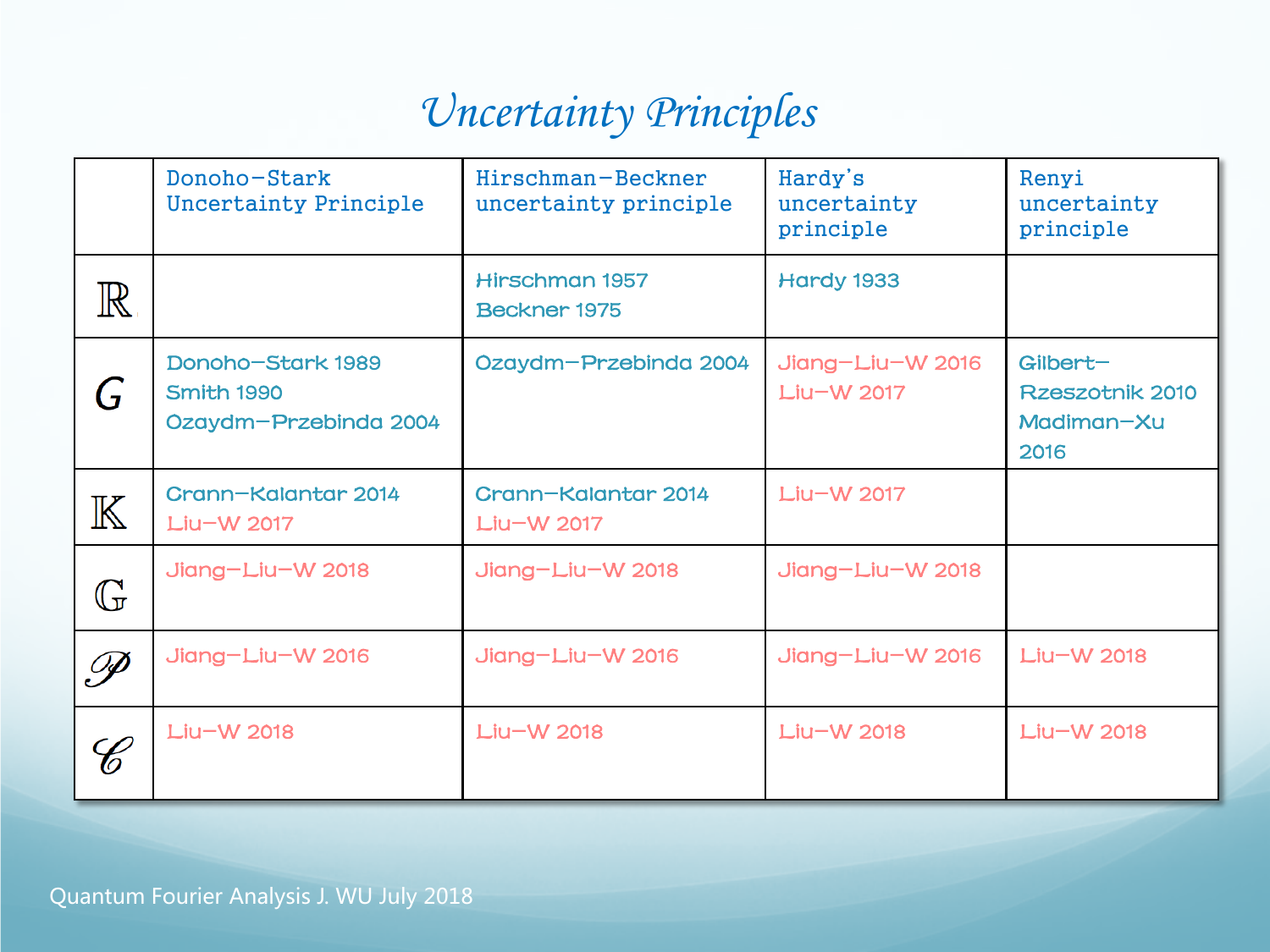# *Uncertainty Principles*

| | Donoho−Stark Uncertainty Principle | Hirschman−Beckner uncertainty principle | Hardy's uncertainty principle | Renyi uncertainty principle |
|---|---|---|---|---|
| $\mathbb{R}$ | | Hirschman 1957<br>Beckner 1975 | Hardy 1933 | |
| $G$ | Donoho−Stark 1989<br>Smith 1990<br>Ozaydm−Przebinda 2004 | Ozaydm−Przebinda 2004 | Jiang−Liu−W 2016<br>Liu−W 2017 | Gilbert−Rzeszotnik 2010<br>Madiman−Xu 2016 |
| $\mathbb{K}$ | Crann−Kalantar 2014<br>Liu−W 2017 | Crann−Kalantar 2014<br>Liu−W 2017 | Liu−W 2017 | |
| $\mathbb{G}$ | Jiang−Liu−W 2018 | Jiang−Liu−W 2018 | Jiang−Liu−W 2018 | |
| $\mathscr{P}$ | Jiang−Liu−W 2016 | Jiang−Liu−W 2016 | Jiang−Liu−W 2016 | Liu−W 2018 |
| $\mathscr{C}$ | Liu−W 2018 | Liu−W 2018 | Liu−W 2018 | Liu−W 2018 |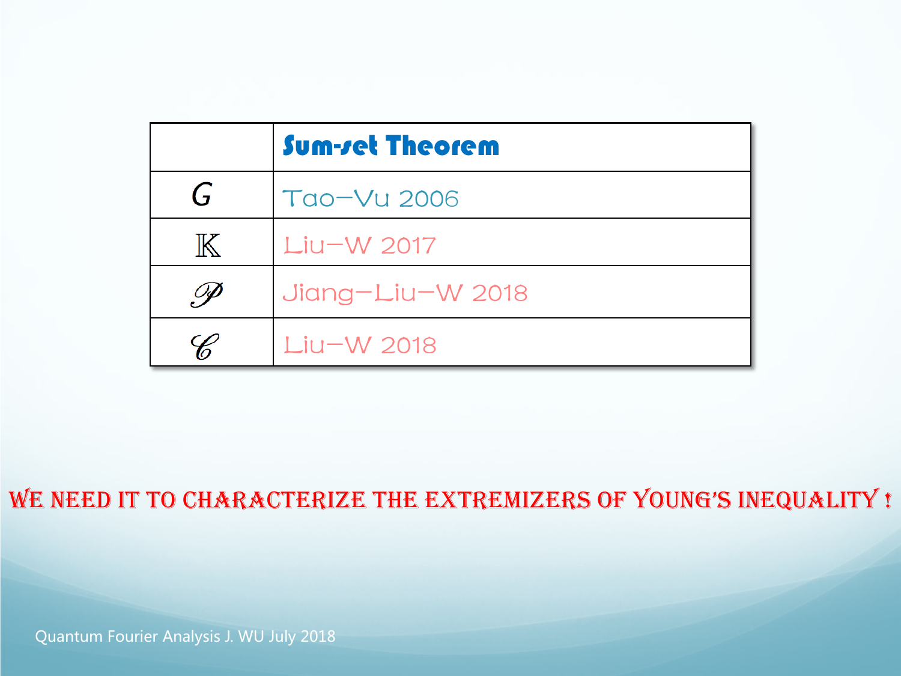|  | **Sum-set Theorem** |
|---|---|
| $G$ | Tao–Vu 2006 |
| $\mathbb{K}$ | Liu–W 2017 |
| $\mathscr{P}$ | Jiang–Liu–W 2018 |
| $\mathscr{C}$ | Liu–W 2018 |

WE NEED IT TO CHARACTERIZE THE EXTREMIZERS OF YOUNG'S INEQUALITY !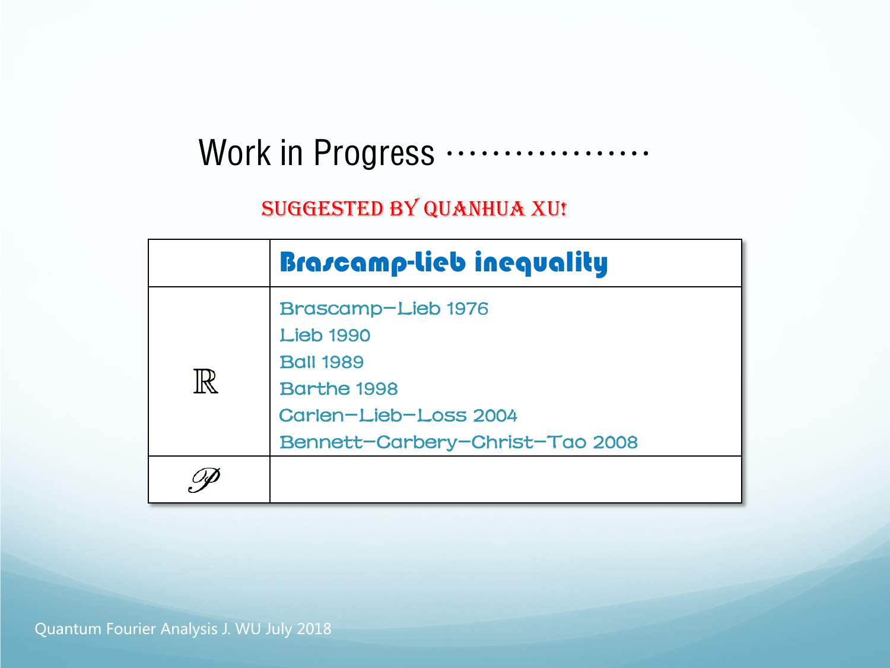# Work in Progress ··················

SUGGESTED BY QUANHUA XU!

| | **Brascamp-Lieb inequality** |
|---|---|
| $\mathbb{R}$ | Brascamp–Lieb 1976<br>Lieb 1990<br>Ball 1989<br>Barthe 1998<br>Carlen–Lieb–Loss 2004<br>Bennett–Carbery–Christ–Tao 2008 |
| $\mathscr{P}$ | |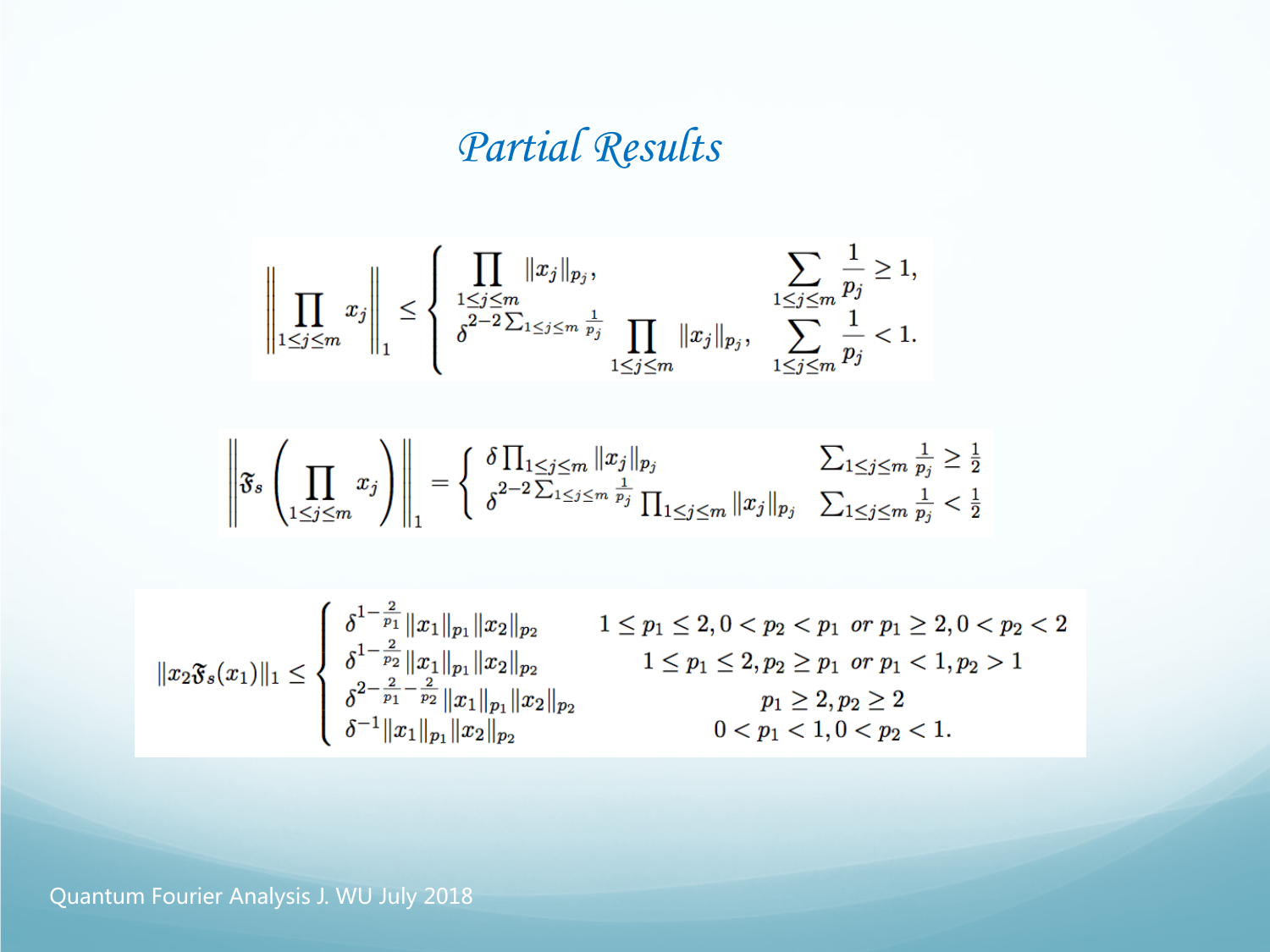# Partial Results

$$\left\| \prod_{1\leq j\leq m} x_j \right\|_1 \leq \begin{cases} \prod\limits_{1\leq j\leq m} \|x_j\|_{p_j}, & \sum\limits_{1\leq j\leq m} \frac{1}{p_j} \geq 1, \\ \delta^{2-2\sum_{1\leq j\leq m}\frac{1}{p_j}} \prod\limits_{1\leq j\leq m} \|x_j\|_{p_j}, & \sum\limits_{1\leq j\leq m} \frac{1}{p_j} < 1. \end{cases}$$

$$\left\| \mathfrak{F}_s\left( \prod_{1\leq j\leq m} x_j \right) \right\|_1 = \begin{cases} \delta \prod_{1\leq j\leq m} \|x_j\|_{p_j} & \sum_{1\leq j\leq m} \frac{1}{p_j} \geq \frac{1}{2} \\ \delta^{2-2\sum_{1\leq j\leq m}\frac{1}{p_j}} \prod_{1\leq j\leq m} \|x_j\|_{p_j} & \sum_{1\leq j\leq m} \frac{1}{p_j} < \frac{1}{2} \end{cases}$$

$$\|x_2 \mathfrak{F}_s(x_1)\|_1 \leq \begin{cases} \delta^{1-\frac{2}{p_1}} \|x_1\|_{p_1} \|x_2\|_{p_2} & 1 \leq p_1 \leq 2, 0 < p_2 < p_1 \text{ or } p_1 \geq 2, 0 < p_2 < 2 \\ \delta^{1-\frac{2}{p_2}} \|x_1\|_{p_1} \|x_2\|_{p_2} & 1 \leq p_1 \leq 2, p_2 \geq p_1 \text{ or } p_1 < 1, p_2 > 1 \\ \delta^{2-\frac{2}{p_1}-\frac{2}{p_2}} \|x_1\|_{p_1} \|x_2\|_{p_2} & p_1 \geq 2, p_2 \geq 2 \\ \delta^{-1} \|x_1\|_{p_1} \|x_2\|_{p_2} & 0 < p_1 < 1, 0 < p_2 < 1. \end{cases}$$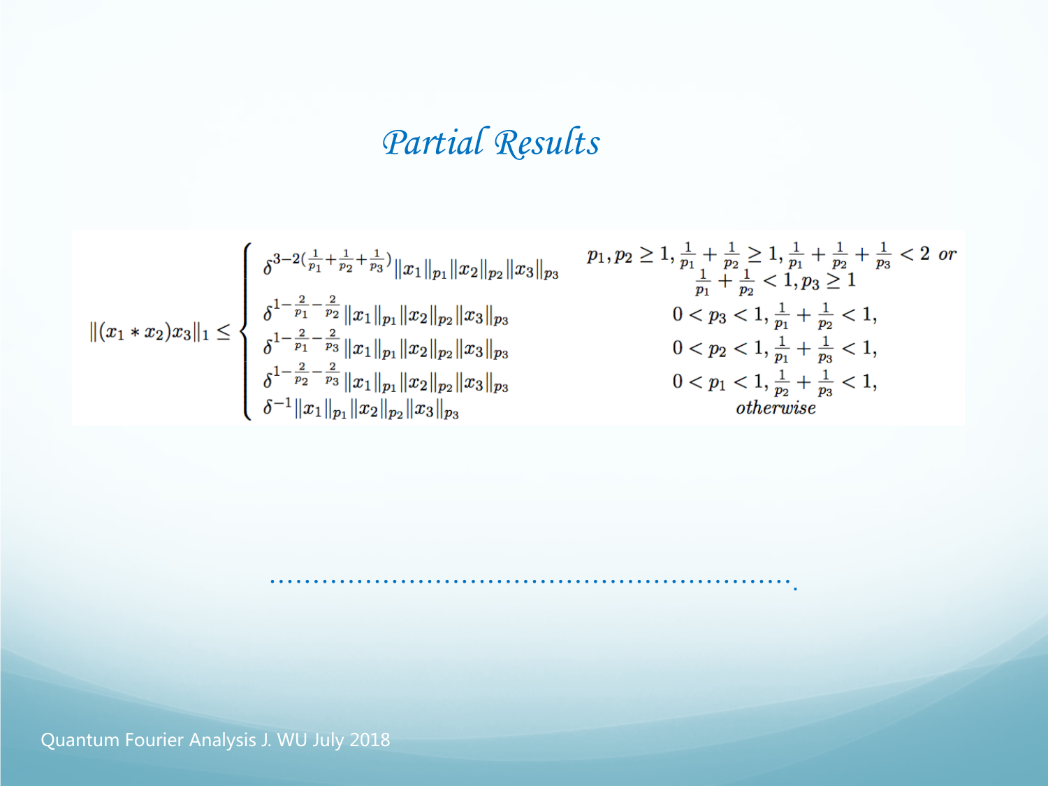# Partial Results

$$
\|(x_1 * x_2)x_3\|_1 \leq \begin{cases} \delta^{3-2(\frac{1}{p_1}+\frac{1}{p_2}+\frac{1}{p_3})}\|x_1\|_{p_1}\|x_2\|_{p_2}\|x_3\|_{p_3} & p_1, p_2 \geq 1, \frac{1}{p_1}+\frac{1}{p_2} \geq 1, \frac{1}{p_1}+\frac{1}{p_2}+\frac{1}{p_3} < 2 \ \textit{or} \\ & \frac{1}{p_1}+\frac{1}{p_2} < 1, p_3 \geq 1 \\ \delta^{1-\frac{2}{p_1}-\frac{2}{p_2}}\|x_1\|_{p_1}\|x_2\|_{p_2}\|x_3\|_{p_3} & 0 < p_3 < 1, \frac{1}{p_1}+\frac{1}{p_2} < 1, \\ \delta^{1-\frac{2}{p_1}-\frac{2}{p_3}}\|x_1\|_{p_1}\|x_2\|_{p_2}\|x_3\|_{p_3} & 0 < p_2 < 1, \frac{1}{p_1}+\frac{1}{p_3} < 1, \\ \delta^{1-\frac{2}{p_2}-\frac{2}{p_3}}\|x_1\|_{p_1}\|x_2\|_{p_2}\|x_3\|_{p_3} & 0 < p_1 < 1, \frac{1}{p_2}+\frac{1}{p_3} < 1, \\ \delta^{-1}\|x_1\|_{p_1}\|x_2\|_{p_2}\|x_3\|_{p_3} & \textit{otherwise} \end{cases}
$$

..........................................................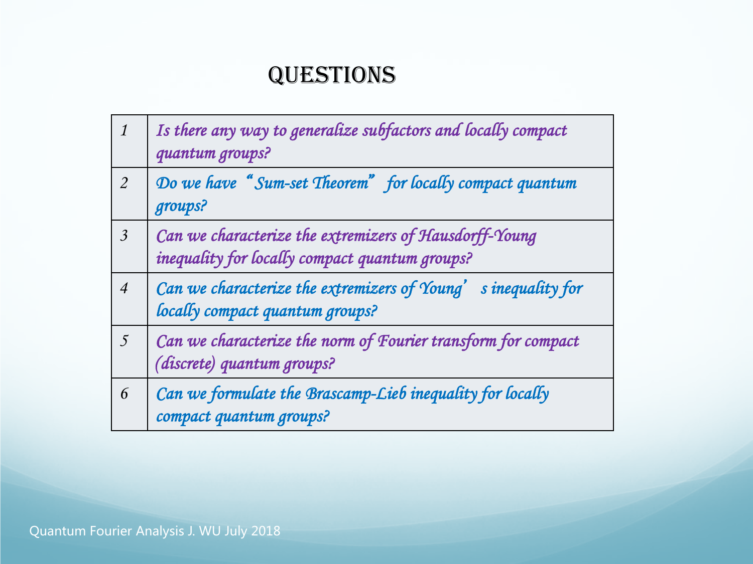# QUESTIONS

| | |
|---|---|
| 1 | *Is there any way to generalize subfactors and locally compact quantum groups?* |
| 2 | *Do we have "Sum-set Theorem" for locally compact quantum groups?* |
| 3 | *Can we characterize the extremizers of Hausdorff-Young inequality for locally compact quantum groups?* |
| 4 | *Can we characterize the extremizers of Young's inequality for locally compact quantum groups?* |
| 5 | *Can we characterize the norm of Fourier transform for compact (discrete) quantum groups?* |
| 6 | *Can we formulate the Brascamp-Lieb inequality for locally compact quantum groups?* |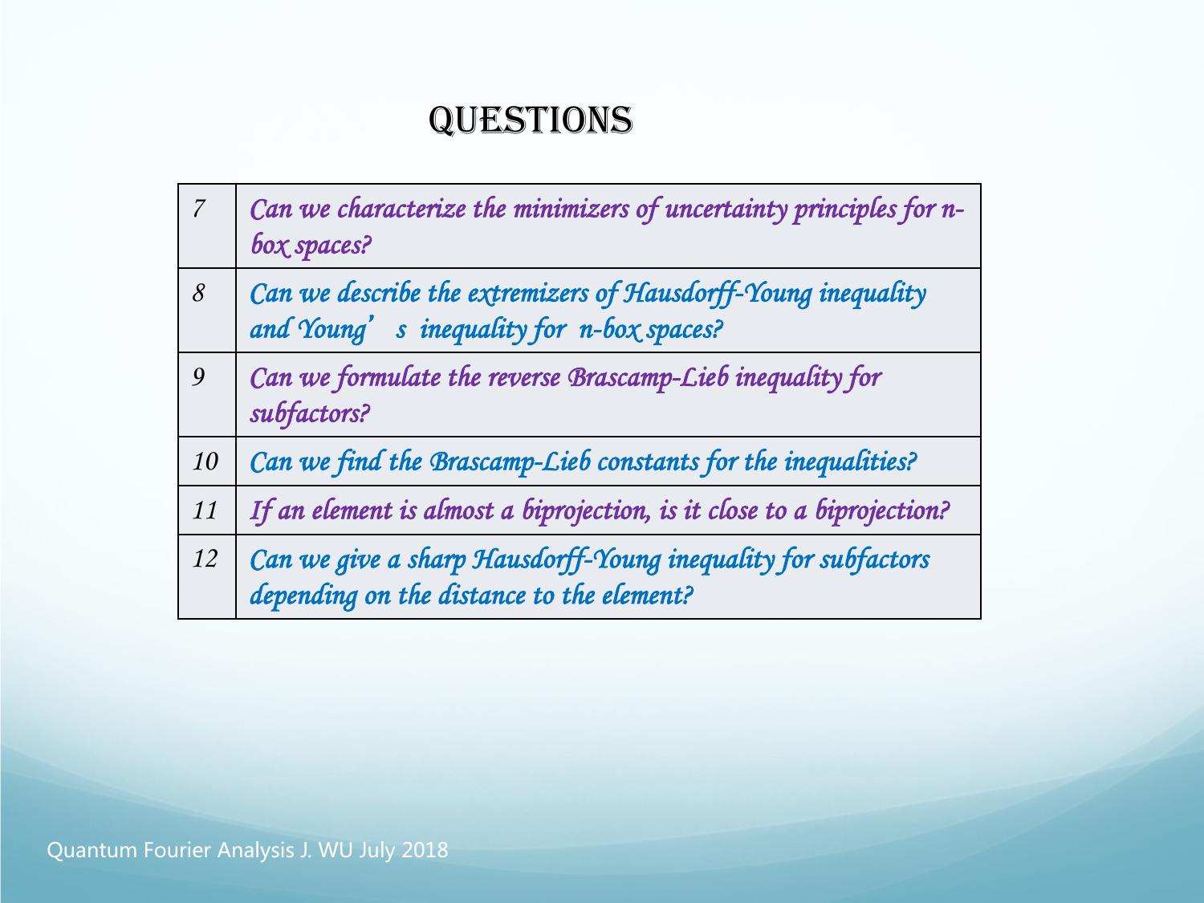# Questions

| | |
|---|---|
| 7 | *Can we characterize the minimizers of uncertainty principles for n-box spaces?* |
| 8 | *Can we describe the extremizers of Hausdorff-Young inequality and Young's inequality for n-box spaces?* |
| 9 | *Can we formulate the reverse Brascamp-Lieb inequality for subfactors?* |
| 10 | *Can we find the Brascamp-Lieb constants for the inequalities?* |
| 11 | *If an element is almost a biprojection, is it close to a biprojection?* |
| 12 | *Can we give a sharp Hausdorff-Young inequality for subfactors depending on the distance to the element?* |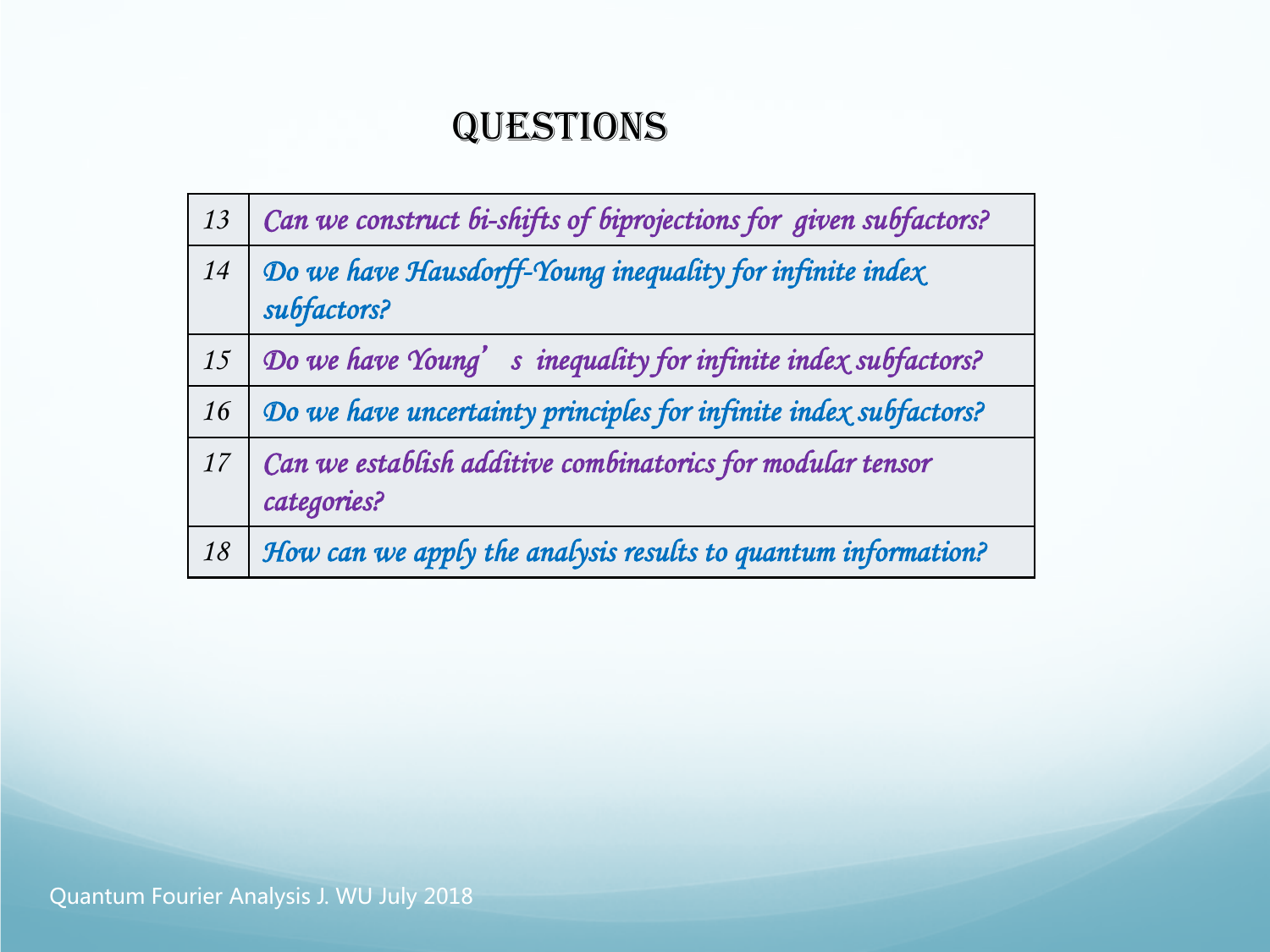# QUESTIONS

| | |
|---|---|
| 13 | *Can we construct bi-shifts of biprojections for given subfactors?* |
| 14 | *Do we have Hausdorff-Young inequality for infinite index subfactors?* |
| 15 | *Do we have Young's inequality for infinite index subfactors?* |
| 16 | *Do we have uncertainty principles for infinite index subfactors?* |
| 17 | *Can we establish additive combinatorics for modular tensor categories?* |
| 18 | *How can we apply the analysis results to quantum information?* |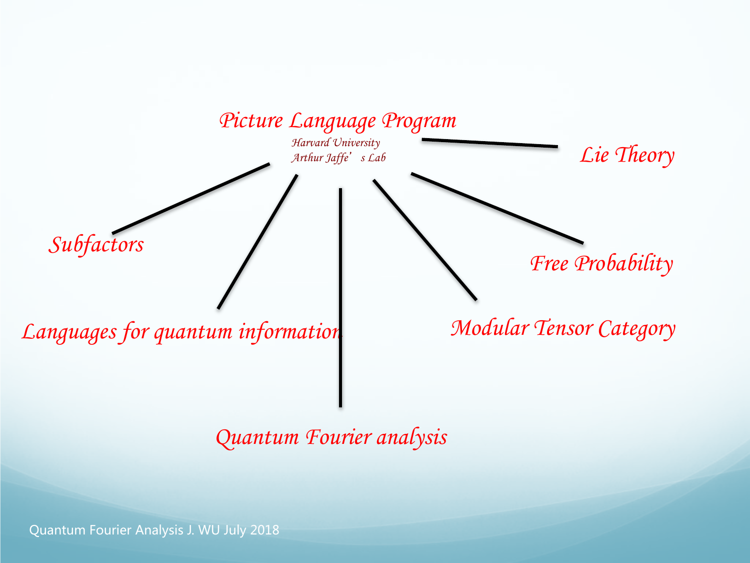*Picture Language Program*

*Harvard University*
*Arthur Jaffe's Lab*

*Lie Theory*

*Subfactors*

*Free Probability*

*Languages for quantum information*

*Modular Tensor Category*

*Quantum Fourier analysis*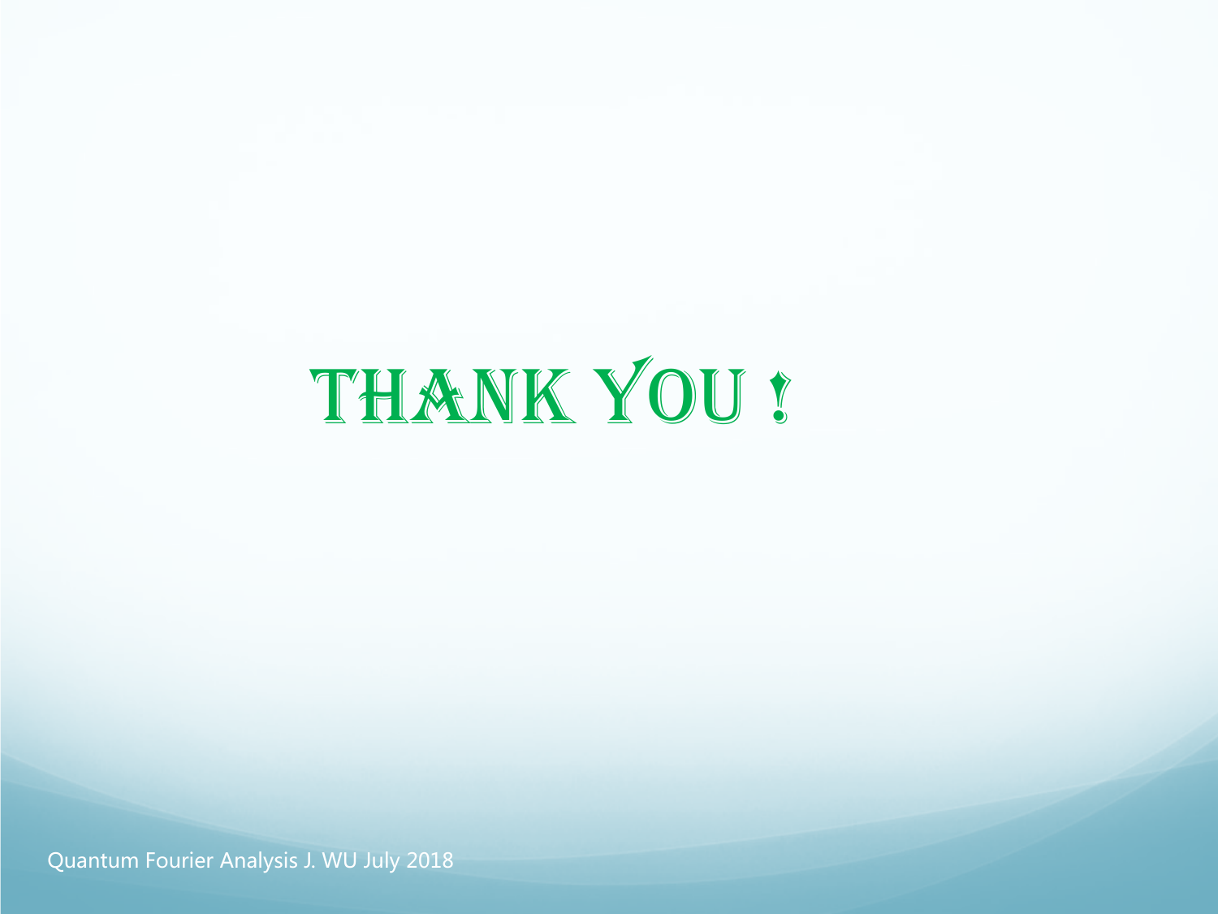# THANK YOU !